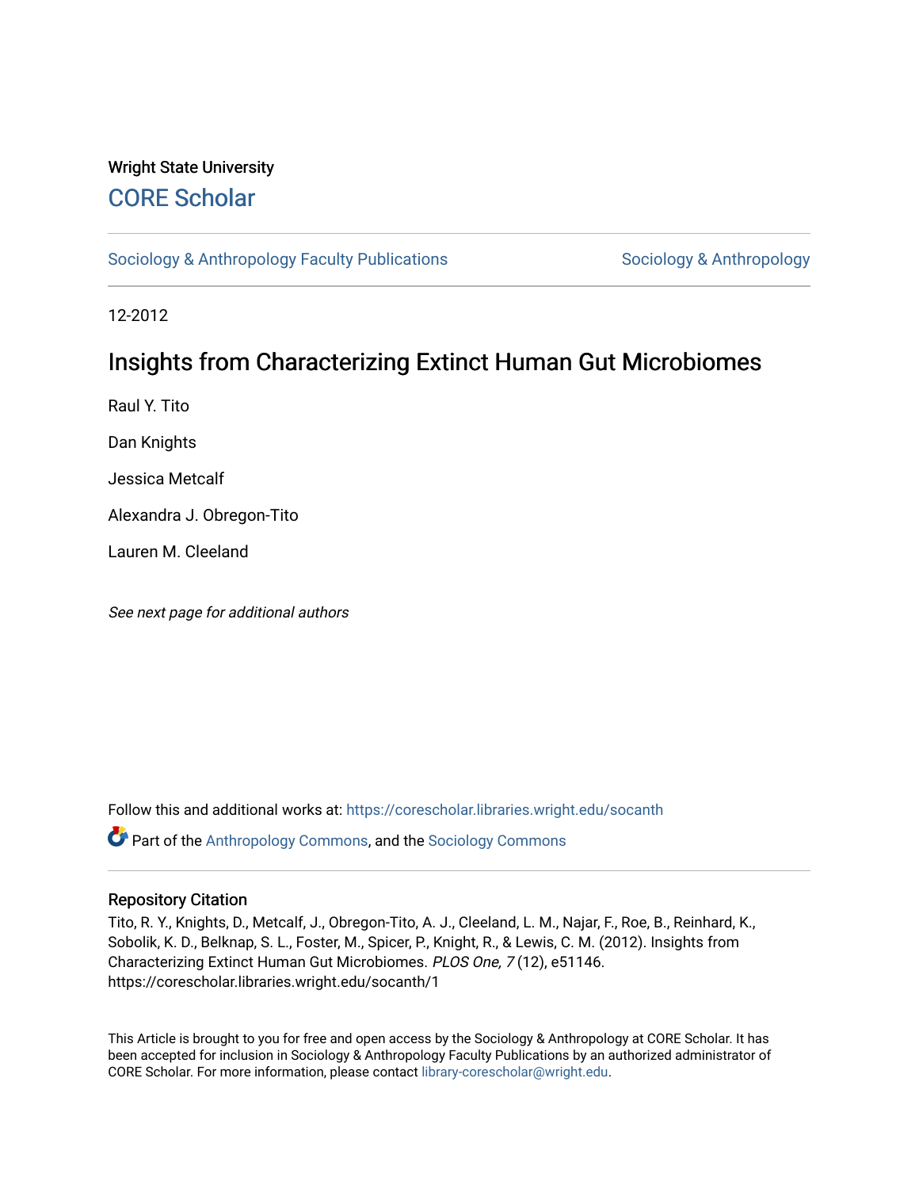Wright State University

## CORE Scholar

Sociology & Anthropology Faculty Publications | Sociology & Anthropology

12-2012

# Insights from Characterizing Extinct Human Gut Microbiomes

Raul Y. Tito

Dan Knights

Jessica Metcalf

Alexandra J. Obregon-Tito

Lauren M. Cleeland

*See next page for additional authors*

Follow this and additional works at: https://corescholar.libraries.wright.edu/socanth

Part of the Anthropology Commons, and the Sociology Commons

### Repository Citation

Tito, R. Y., Knights, D., Metcalf, J., Obregon-Tito, A. J., Cleeland, L. M., Najar, F., Roe, B., Reinhard, K., Sobolik, K. D., Belknap, S. L., Foster, M., Spicer, P., Knight, R., & Lewis, C. M. (2012). Insights from Characterizing Extinct Human Gut Microbiomes. *PLOS One, 7* (12), e51146. https://corescholar.libraries.wright.edu/socanth/1

This Article is brought to you for free and open access by the Sociology & Anthropology at CORE Scholar. It has been accepted for inclusion in Sociology & Anthropology Faculty Publications by an authorized administrator of CORE Scholar. For more information, please contact library-corescholar@wright.edu.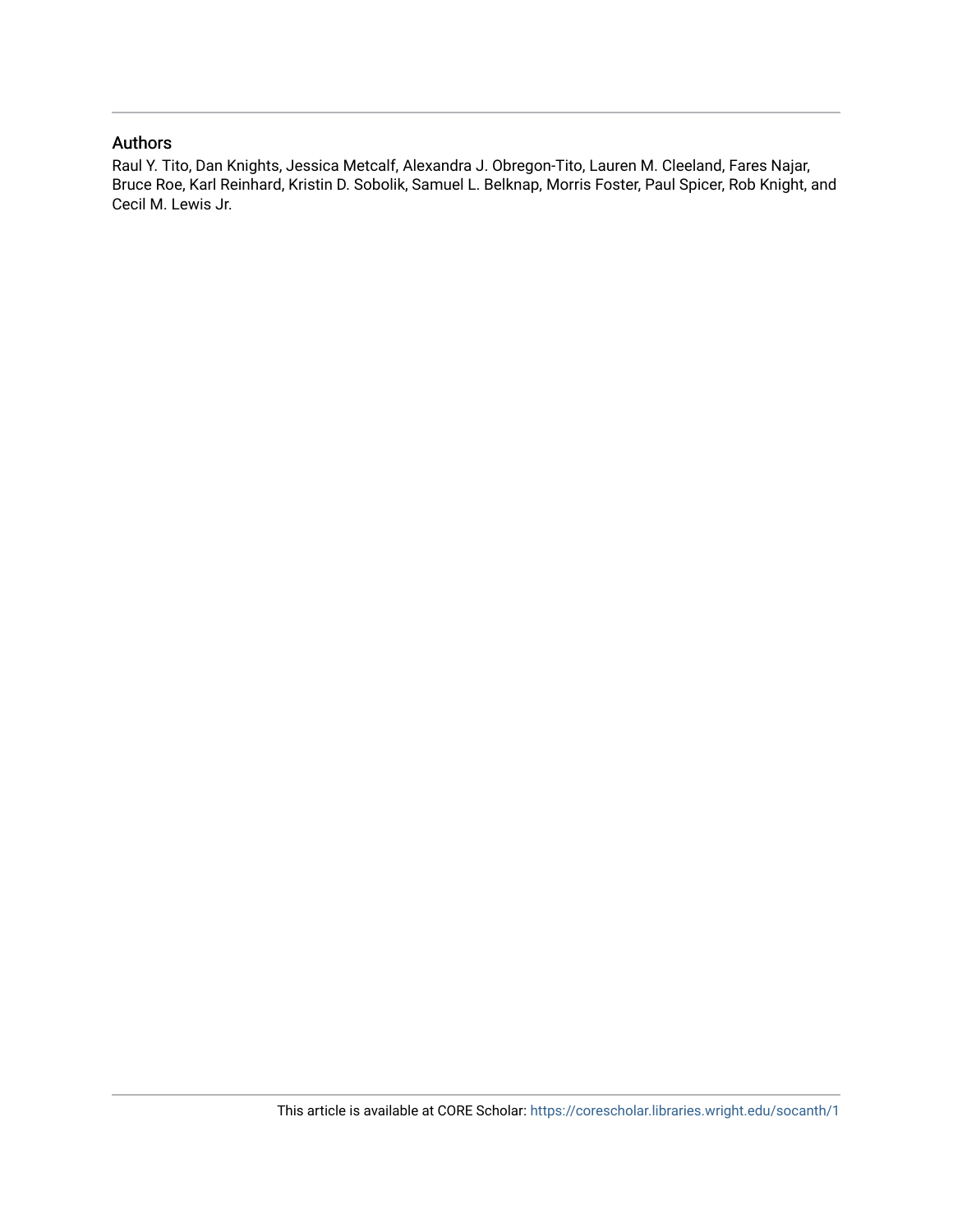## Authors

Raul Y. Tito, Dan Knights, Jessica Metcalf, Alexandra J. Obregon-Tito, Lauren M. Cleeland, Fares Najar, Bruce Roe, Karl Reinhard, Kristin D. Sobolik, Samuel L. Belknap, Morris Foster, Paul Spicer, Rob Knight, and Cecil M. Lewis Jr.

This article is available at CORE Scholar: https://corescholar.libraries.wright.edu/socanth/1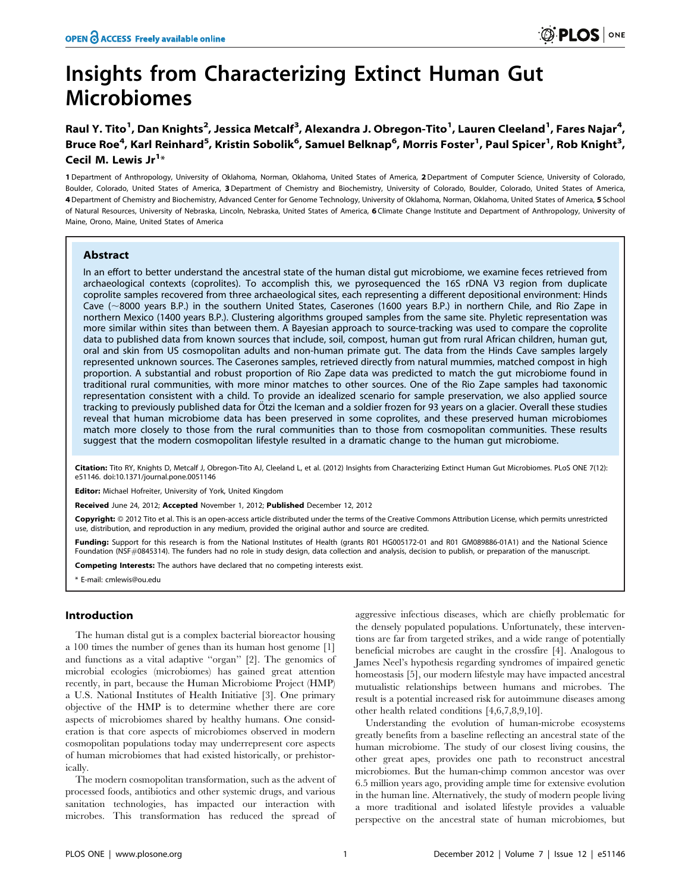# Insights from Characterizing Extinct Human Gut Microbiomes

**Raul Y. Tito[1], Dan Knights[2], Jessica Metcalf[3], Alexandra J. Obregon-Tito[1], Lauren Cleeland[1], Fares Najar[4], Bruce Roe[4], Karl Reinhard[5], Kristin Sobolik[6], Samuel Belknap[6], Morris Foster[1], Paul Spicer[1], Rob Knight[3], Cecil M. Lewis Jr[1]***

**1** Department of Anthropology, University of Oklahoma, Norman, Oklahoma, United States of America, **2** Department of Computer Science, University of Colorado, Boulder, Colorado, United States of America, **3** Department of Chemistry and Biochemistry, University of Colorado, Boulder, Colorado, United States of America, **4** Department of Chemistry and Biochemistry, Advanced Center for Genome Technology, University of Oklahoma, Norman, Oklahoma, United States of America, **5** School of Natural Resources, University of Nebraska, Lincoln, Nebraska, United States of America, **6** Climate Change Institute and Department of Anthropology, University of Maine, Orono, Maine, United States of America

## Abstract

In an effort to better understand the ancestral state of the human distal gut microbiome, we examine feces retrieved from archaeological contexts (coprolites). To accomplish this, we pyrosequenced the 16S rDNA V3 region from duplicate coprolite samples recovered from three archaeological sites, each representing a different depositional environment: Hinds Cave (~8000 years B.P.) in the southern United States, Caserones (1600 years B.P.) in northern Chile, and Rio Zape in northern Mexico (1400 years B.P.). Clustering algorithms grouped samples from the same site. Phyletic representation was more similar within sites than between them. A Bayesian approach to source-tracking was used to compare the coprolite data to published data from known sources that include, soil, compost, human gut from rural African children, human gut, oral and skin from US cosmopolitan adults and non-human primate gut. The data from the Hinds Cave samples largely represented unknown sources. The Caserones samples, retrieved directly from natural mummies, matched compost in high proportion. A substantial and robust proportion of Rio Zape data was predicted to match the gut microbiome found in traditional rural communities, with more minor matches to other sources. One of the Rio Zape samples had taxonomic representation consistent with a child. To provide an idealized scenario for sample preservation, we also applied source tracking to previously published data for Ötzi the Iceman and a soldier frozen for 93 years on a glacier. Overall these studies reveal that human microbiome data has been preserved in some coprolites, and these preserved human microbiomes match more closely to those from the rural communities than to those from cosmopolitan communities. These results suggest that the modern cosmopolitan lifestyle resulted in a dramatic change to the human gut microbiome.

**Citation:** Tito RY, Knights D, Metcalf J, Obregon-Tito AJ, Cleeland L, et al. (2012) Insights from Characterizing Extinct Human Gut Microbiomes. PLoS ONE 7(12): e51146. doi:10.1371/journal.pone.0051146

**Editor:** Michael Hofreiter, University of York, United Kingdom

**Received** June 24, 2012; **Accepted** November 1, 2012; **Published** December 12, 2012

**Copyright:** © 2012 Tito et al. This is an open-access article distributed under the terms of the Creative Commons Attribution License, which permits unrestricted use, distribution, and reproduction in any medium, provided the original author and source are credited.

**Funding:** Support for this research is from the National Institutes of Health (grants R01 HG005172-01 and R01 GM089886-01A1) and the National Science Foundation (NSF#0845314). The funders had no role in study design, data collection and analysis, decision to publish, or preparation of the manuscript.

**Competing Interests:** The authors have declared that no competing interests exist.

\* E-mail: cmlewis@ou.edu

## Introduction

The human distal gut is a complex bacterial bioreactor housing a 100 times the number of genes than its human host genome [1] and functions as a vital adaptive "organ" [2]. The genomics of microbial ecologies (microbiomes) has gained great attention recently, in part, because the Human Microbiome Project (HMP) a U.S. National Institutes of Health Initiative [3]. One primary objective of the HMP is to determine whether there are core aspects of microbiomes shared by healthy humans. One consideration is that core aspects of microbiomes observed in modern cosmopolitan populations today may underrepresent core aspects of human microbiomes that had existed historically, or prehistorically.

The modern cosmopolitan transformation, such as the advent of processed foods, antibiotics and other systemic drugs, and various sanitation technologies, has impacted our interaction with microbes. This transformation has reduced the spread of aggressive infectious diseases, which are chiefly problematic for the densely populated populations. Unfortunately, these interventions are far from targeted strikes, and a wide range of potentially beneficial microbes are caught in the crossfire [4]. Analogous to James Neel's hypothesis regarding syndromes of impaired genetic homeostasis [5], our modern lifestyle may have impacted ancestral mutualistic relationships between humans and microbes. The result is a potential increased risk for autoimmune diseases among other health related conditions [4,6,7,8,9,10].

Understanding the evolution of human-microbe ecosystems greatly benefits from a baseline reflecting an ancestral state of the human microbiome. The study of our closest living cousins, the other great apes, provides one path to reconstruct ancestral microbiomes. But the human-chimp common ancestor was over 6.5 million years ago, providing ample time for extensive evolution in the human line. Alternatively, the study of modern people living a more traditional and isolated lifestyle provides a valuable perspective on the ancestral state of human microbiomes, but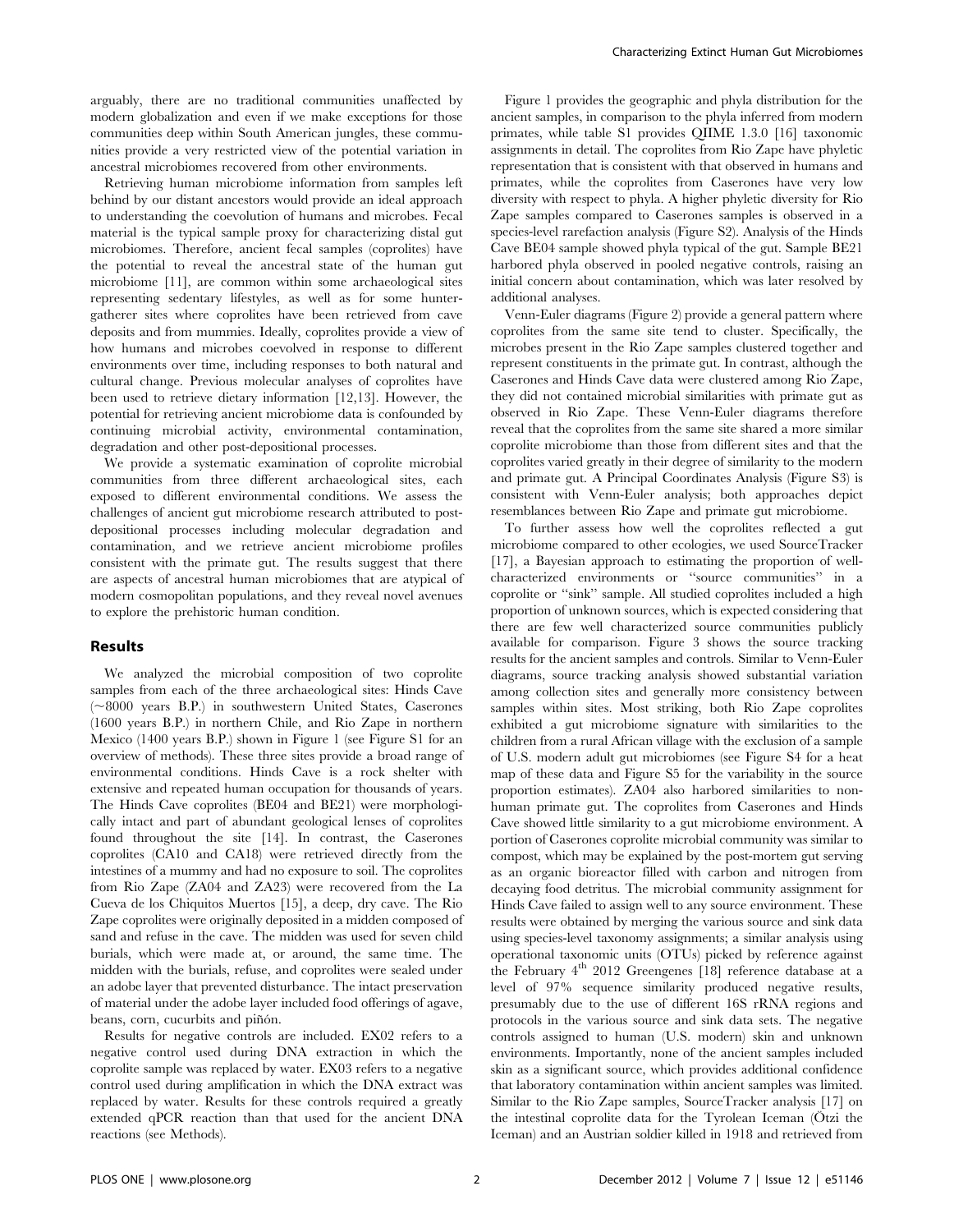arguably, there are no traditional communities unaffected by modern globalization and even if we make exceptions for those communities deep within South American jungles, these communities provide a very restricted view of the potential variation in ancestral microbiomes recovered from other environments.

Retrieving human microbiome information from samples left behind by our distant ancestors would provide an ideal approach to understanding the coevolution of humans and microbes. Fecal material is the typical sample proxy for characterizing distal gut microbiomes. Therefore, ancient fecal samples (coprolites) have the potential to reveal the ancestral state of the human gut microbiome [11], are common within some archaeological sites representing sedentary lifestyles, as well as for some hunter-gatherer sites where coprolites have been retrieved from cave deposits and from mummies. Ideally, coprolites provide a view of how humans and microbes coevolved in response to different environments over time, including responses to both natural and cultural change. Previous molecular analyses of coprolites have been used to retrieve dietary information [12,13]. However, the potential for retrieving ancient microbiome data is confounded by continuing microbial activity, environmental contamination, degradation and other post-depositional processes.

We provide a systematic examination of coprolite microbial communities from three different archaeological sites, each exposed to different environmental conditions. We assess the challenges of ancient gut microbiome research attributed to post-depositional processes including molecular degradation and contamination, and we retrieve ancient microbiome profiles consistent with the primate gut. The results suggest that there are aspects of ancestral human microbiomes that are atypical of modern cosmopolitan populations, and they reveal novel avenues to explore the prehistoric human condition.

## Results

We analyzed the microbial composition of two coprolite samples from each of the three archaeological sites: Hinds Cave (~8000 years B.P.) in southwestern United States, Caserones (1600 years B.P.) in northern Chile, and Rio Zape in northern Mexico (1400 years B.P.) shown in Figure 1 (see Figure S1 for an overview of methods). These three sites provide a broad range of environmental conditions. Hinds Cave is a rock shelter with extensive and repeated human occupation for thousands of years. The Hinds Cave coprolites (BE04 and BE21) were morphologically intact and part of abundant geological lenses of coprolites found throughout the site [14]. In contrast, the Caserones coprolites (CA10 and CA18) were retrieved directly from the intestines of a mummy and had no exposure to soil. The coprolites from Rio Zape (ZA04 and ZA23) were recovered from the La Cueva de los Chiquitos Muertos [15], a deep, dry cave. The Rio Zape coprolites were originally deposited in a midden composed of sand and refuse in the cave. The midden was used for seven child burials, which were made at, or around, the same time. The midden with the burials, refuse, and coprolites were sealed under an adobe layer that prevented disturbance. The intact preservation of material under the adobe layer included food offerings of agave, beans, corn, cucurbits and piñón.

Results for negative controls are included. EX02 refers to a negative control used during DNA extraction in which the coprolite sample was replaced by water. EX03 refers to a negative control used during amplification in which the DNA extract was replaced by water. Results for these controls required a greatly extended qPCR reaction than that used for the ancient DNA reactions (see Methods).

Figure 1 provides the geographic and phyla distribution for the ancient samples, in comparison to the phyla inferred from modern primates, while table S1 provides QIIME 1.3.0 [16] taxonomic assignments in detail. The coprolites from Rio Zape have phyletic representation that is consistent with that observed in humans and primates, while the coprolites from Caserones have very low diversity with respect to phyla. A higher phyletic diversity for Rio Zape samples compared to Caserones samples is observed in a species-level rarefaction analysis (Figure S2). Analysis of the Hinds Cave BE04 sample showed phyla typical of the gut. Sample BE21 harbored phyla observed in pooled negative controls, raising an initial concern about contamination, which was later resolved by additional analyses.

Venn-Euler diagrams (Figure 2) provide a general pattern where coprolites from the same site tend to cluster. Specifically, the microbes present in the Rio Zape samples clustered together and represent constituents in the primate gut. In contrast, although the Caserones and Hinds Cave data were clustered among Rio Zape, they did not contained microbial similarities with primate gut as observed in Rio Zape. These Venn-Euler diagrams therefore reveal that the coprolites from the same site shared a more similar coprolite microbiome than those from different sites and that the coprolites varied greatly in their degree of similarity to the modern and primate gut. A Principal Coordinates Analysis (Figure S3) is consistent with Venn-Euler analysis; both approaches depict resemblances between Rio Zape and primate gut microbiome.

To further assess how well the coprolites reflected a gut microbiome compared to other ecologies, we used SourceTracker [17], a Bayesian approach to estimating the proportion of well-characterized environments or "source communities" in a coprolite or "sink" sample. All studied coprolites included a high proportion of unknown sources, which is expected considering that there are few well characterized source communities publicly available for comparison. Figure 3 shows the source tracking results for the ancient samples and controls. Similar to Venn-Euler diagrams, source tracking analysis showed substantial variation among collection sites and generally more consistency between samples within sites. Most striking, both Rio Zape coprolites exhibited a gut microbiome signature with similarities to the children from a rural African village with the exclusion of a sample of U.S. modern adult gut microbiomes (see Figure S4 for a heat map of these data and Figure S5 for the variability in the source proportion estimates). ZA04 also harbored similarities to non-human primate gut. The coprolites from Caserones and Hinds Cave showed little similarity to a gut microbiome environment. A portion of Caserones coprolite microbial community was similar to compost, which may be explained by the post-mortem gut serving as an organic bioreactor filled with carbon and nitrogen from decaying food detritus. The microbial community assignment for Hinds Cave failed to assign well to any source environment. These results were obtained by merging the various source and sink data using species-level taxonomy assignments; a similar analysis using operational taxonomic units (OTUs) picked by reference against the February 4th 2012 Greengenes [18] reference database at a level of 97% sequence similarity produced negative results, presumably due to the use of different 16S rRNA regions and protocols in the various source and sink data sets. The negative controls assigned to human (U.S. modern) skin and unknown environments. Importantly, none of the ancient samples included skin as a significant source, which provides additional confidence that laboratory contamination within ancient samples was limited. Similar to the Rio Zape samples, SourceTracker analysis [17] on the intestinal coprolite data for the Tyrolean Iceman (Ötzi the Iceman) and an Austrian soldier killed in 1918 and retrieved from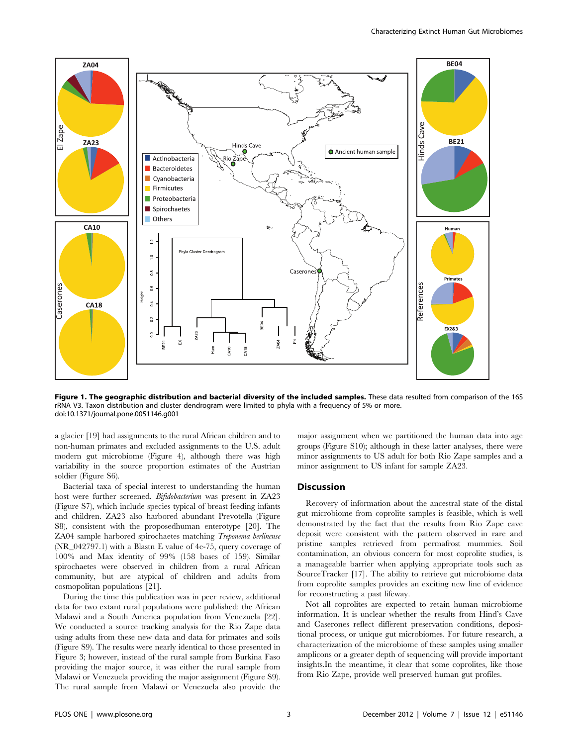**Figure 1. The geographic distribution and bacterial diversity of the included samples.** These data resulted from comparison of the 16S rRNA V3. Taxon distribution and cluster dendrogram were limited to phyla with a frequency of 5% or more.
doi:10.1371/journal.pone.0051146.g001

a glacier [19] had assignments to the rural African children and to non-human primates and excluded assignments to the U.S. adult modern gut microbiome (Figure 4), although there was high variability in the source proportion estimates of the Austrian soldier (Figure S6).

Bacterial taxa of special interest to understanding the human host were further screened. *Bifidobacterium* was present in ZA23 (Figure S7), which include species typical of breast feeding infants and children. ZA23 also harbored abundant Prevotella (Figure S8), consistent with the proposedhuman enterotype [20]. The ZA04 sample harbored spirochaetes matching *Treponema berlinense* (NR_042797.1) with a Blastn E value of 4e-75, query coverage of 100% and Max identity of 99% (158 bases of 159). Similar spirochaetes were observed in children from a rural African community, but are atypical of children and adults from cosmopolitan populations [21].

During the time this publication was in peer review, additional data for two extant rural populations were published: the African Malawi and a South America population from Venezuela [22]. We conducted a source tracking analysis for the Rio Zape data using adults from these new data and data for primates and soils (Figure S9). The results were nearly identical to those presented in Figure 3; however, instead of the rural sample from Burkina Faso providing the major source, it was either the rural sample from Malawi or Venezuela providing the major assignment (Figure S9). The rural sample from Malawi or Venezuela also provide the major assignment when we partitioned the human data into age groups (Figure S10); although in these latter analyses, there were minor assignments to US adult for both Rio Zape samples and a minor assignment to US infant for sample ZA23.

## Discussion

Recovery of information about the ancestral state of the distal gut microbiome from coprolite samples is feasible, which is well demonstrated by the fact that the results from Rio Zape cave deposit were consistent with the pattern observed in rare and pristine samples retrieved from permafrost mummies. Soil contamination, an obvious concern for most coprolite studies, is a manageable barrier when applying appropriate tools such as SourceTracker [17]. The ability to retrieve gut microbiome data from coprolite samples provides an exciting new line of evidence for reconstructing a past lifeway.

Not all coprolites are expected to retain human microbiome information. It is unclear whether the results from Hind's Cave and Caserones reflect different preservation conditions, depositional process, or unique gut microbiomes. For future research, a characterization of the microbiome of these samples using smaller amplicons or a greater depth of sequencing will provide important insights.In the meantime, it clear that some coprolites, like those from Rio Zape, provide well preserved human gut profiles.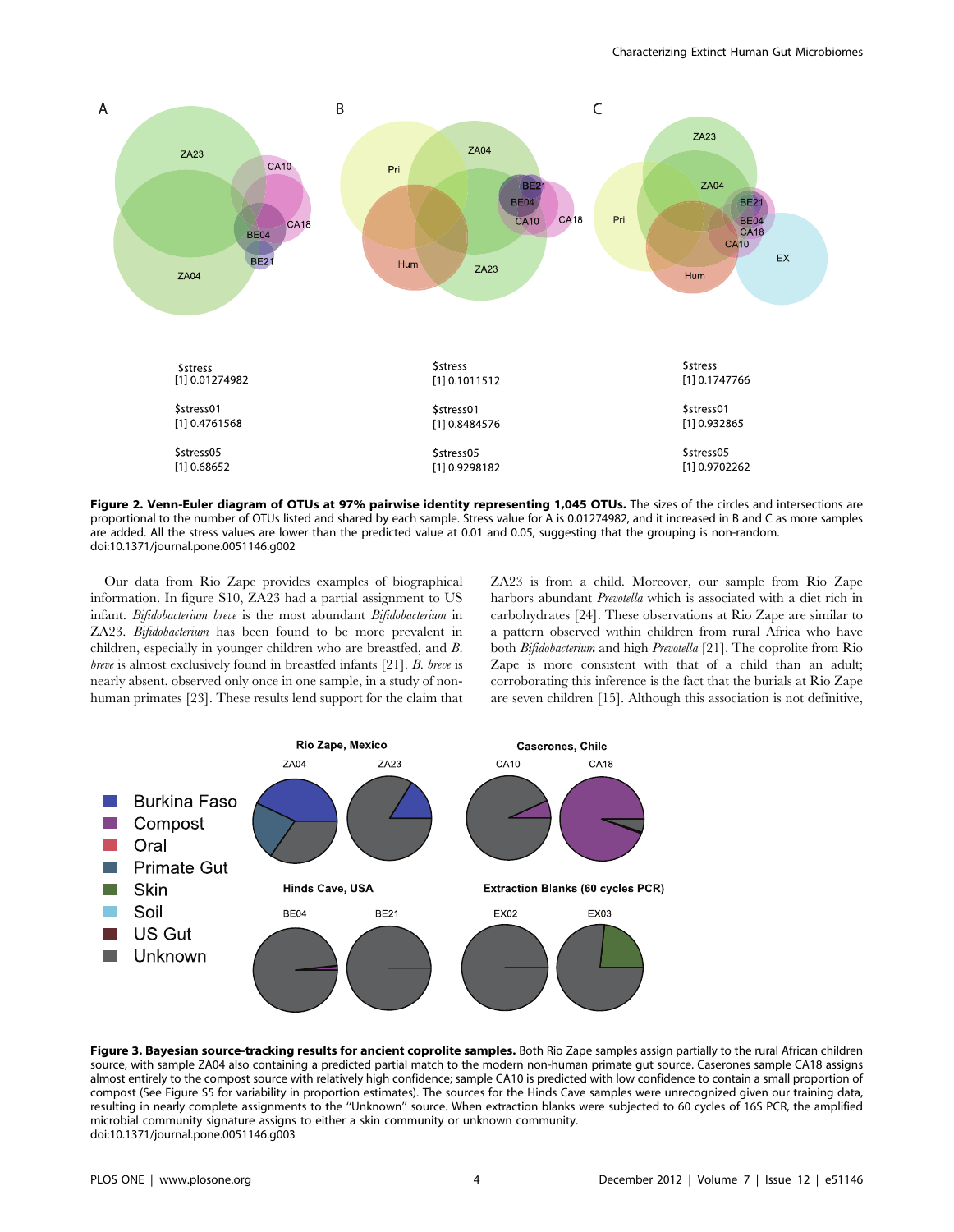**Figure 2. Venn-Euler diagram of OTUs at 97% pairwise identity representing 1,045 OTUs.** The sizes of the circles and intersections are proportional to the number of OTUs listed and shared by each sample. Stress value for A is 0.01274982, and it increased in B and C as more samples are added. All the stress values are lower than the predicted value at 0.01 and 0.05, suggesting that the grouping is non-random.
doi:10.1371/journal.pone.0051146.g002

Our data from Rio Zape provides examples of biographical information. In figure S10, ZA23 had a partial assignment to US infant. *Bifidobacterium breve* is the most abundant *Bifidobacterium* in ZA23. *Bifidobacterium* has been found to be more prevalent in children, especially in younger children who are breastfed, and *B. breve* is almost exclusively found in breastfed infants [21]. *B. breve* is nearly absent, observed only once in one sample, in a study of non-human primates [23]. These results lend support for the claim that ZA23 is from a child. Moreover, our sample from Rio Zape harbors abundant *Prevotella* which is associated with a diet rich in carbohydrates [24]. These observations at Rio Zape are similar to a pattern observed within children from rural Africa who have both *Bifidobacterium* and high *Prevotella* [21]. The coprolite from Rio Zape is more consistent with that of a child than an adult; corroborating this inference is the fact that the burials at Rio Zape are seven children [15]. Although this association is not definitive,

**Figure 3. Bayesian source-tracking results for ancient coprolite samples.** Both Rio Zape samples assign partially to the rural African children source, with sample ZA04 also containing a predicted partial match to the modern non-human primate gut source. Caserones sample CA18 assigns almost entirely to the compost source with relatively high confidence; sample CA10 is predicted with low confidence to contain a small proportion of compost (See Figure S5 for variability in proportion estimates). The sources for the Hinds Cave samples were unrecognized given our training data, resulting in nearly complete assignments to the "Unknown" source. When extraction blanks were subjected to 60 cycles of 16S PCR, the amplified microbial community signature assigns to either a skin community or unknown community.
doi:10.1371/journal.pone.0051146.g003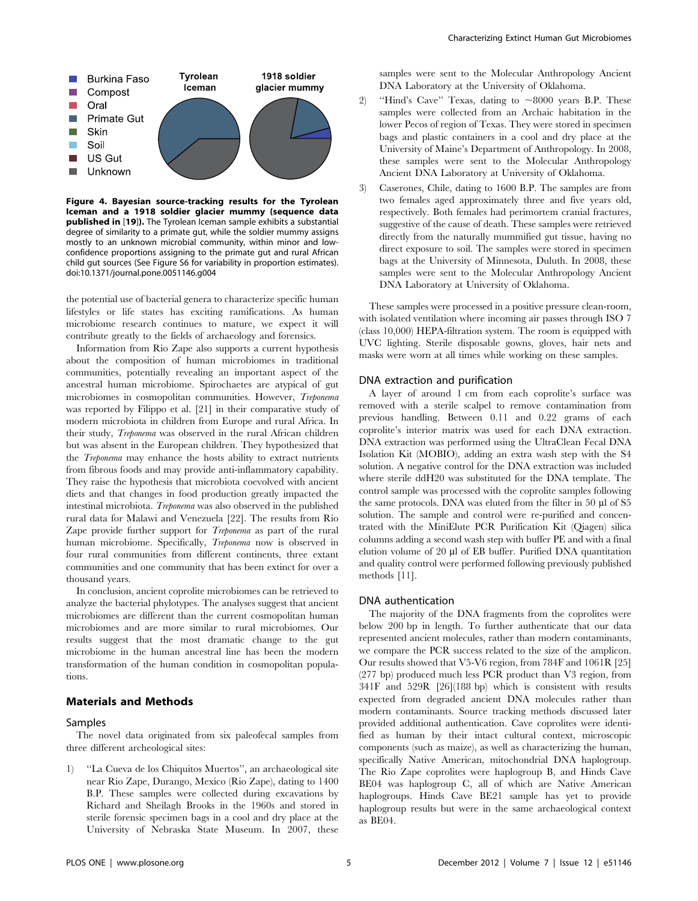Burkina Faso
Compost
Oral
Primate Gut
Skin
Soil
US Gut
Unknown

Tyrolean Iceman

1918 soldier glacier mummy

**Figure 4. Bayesian source-tracking results for the Tyrolean Iceman and a 1918 soldier glacier mummy (sequence data published in [19]).** The Tyrolean Iceman sample exhibits a substantial degree of similarity to a primate gut, while the soldier mummy assigns mostly to an unknown microbial community, within minor and low-confidence proportions assigning to the primate gut and rural African child gut sources (See Figure S6 for variability in proportion estimates). doi:10.1371/journal.pone.0051146.g004

the potential use of bacterial genera to characterize specific human lifestyles or life states has exciting ramifications. As human microbiome research continues to mature, we expect it will contribute greatly to the fields of archaeology and forensics.

Information from Rio Zape also supports a current hypothesis about the composition of human microbiomes in traditional communities, potentially revealing an important aspect of the ancestral human microbiome. Spirochaetes are atypical of gut microbiomes in cosmopolitan communities. However, *Treponema* was reported by Filippo et al. [21] in their comparative study of modern microbiota in children from Europe and rural Africa. In their study, *Treponema* was observed in the rural African children but was absent in the European children. They hypothesized that the *Treponema* may enhance the hosts ability to extract nutrients from fibrous foods and may provide anti-inflammatory capability. They raise the hypothesis that microbiota coevolved with ancient diets and that changes in food production greatly impacted the intestinal microbiota. *Treponema* was also observed in the published rural data for Malawi and Venezuela [22]. The results from Rio Zape provide further support for *Treponema* as part of the rural human microbiome. Specifically, *Treponema* now is observed in four rural communities from different continents, three extant communities and one community that has been extinct for over a thousand years.

In conclusion, ancient coprolite microbiomes can be retrieved to analyze the bacterial phylotypes. The analyses suggest that ancient microbiomes are different than the current cosmopolitan human microbiomes and are more similar to rural microbiomes. Our results suggest that the most dramatic change to the gut microbiome in the human ancestral line has been the modern transformation of the human condition in cosmopolitan populations.

## Materials and Methods

### Samples

The novel data originated from six paleofecal samples from three different archeological sites:

1) "La Cueva de los Chiquitos Muertos", an archaeological site near Rio Zape, Durango, Mexico (Rio Zape), dating to 1400 B.P. These samples were collected during excavations by Richard and Sheilagh Brooks in the 1960s and stored in sterile forensic specimen bags in a cool and dry place at the University of Nebraska State Museum. In 2007, these samples were sent to the Molecular Anthropology Ancient DNA Laboratory at the University of Oklahoma.
2) "Hind's Cave" Texas, dating to ~8000 years B.P. These samples were collected from an Archaic habitation in the lower Pecos of region of Texas. They were stored in specimen bags and plastic containers in a cool and dry place at the University of Maine's Department of Anthropology. In 2008, these samples were sent to the Molecular Anthropology Ancient DNA Laboratory at University of Oklahoma.
3) Caserones, Chile, dating to 1600 B.P. The samples are from two females aged approximately three and five years old, respectively. Both females had perimortem cranial fractures, suggestive of the cause of death. These samples were retrieved directly from the naturally mummified gut tissue, having no direct exposure to soil. The samples were stored in specimen bags at the University of Minnesota, Duluth. In 2008, these samples were sent to the Molecular Anthropology Ancient DNA Laboratory at University of Oklahoma.

These samples were processed in a positive pressure clean-room, with isolated ventilation where incoming air passes through ISO 7 (class 10,000) HEPA-filtration system. The room is equipped with UVC lighting. Sterile disposable gowns, gloves, hair nets and masks were worn at all times while working on these samples.

### DNA extraction and purification

A layer of around 1 cm from each coprolite's surface was removed with a sterile scalpel to remove contamination from previous handling. Between 0.11 and 0.22 grams of each coprolite's interior matrix was used for each DNA extraction. DNA extraction was performed using the UltraClean Fecal DNA Isolation Kit (MOBIO), adding an extra wash step with the S4 solution. A negative control for the DNA extraction was included where sterile ddH20 was substituted for the DNA template. The control sample was processed with the coprolite samples following the same protocols. DNA was eluted from the filter in 50 µl of S5 solution. The sample and control were re-purified and concentrated with the MiniElute PCR Purification Kit (Qiagen) silica columns adding a second wash step with buffer PE and with a final elution volume of 20 µl of EB buffer. Purified DNA quantitation and quality control were performed following previously published methods [11].

### DNA authentication

The majority of the DNA fragments from the coprolites were below 200 bp in length. To further authenticate that our data represented ancient molecules, rather than modern contaminants, we compare the PCR success related to the size of the amplicon. Our results showed that V5-V6 region, from 784F and 1061R [25] (277 bp) produced much less PCR product than V3 region, from 341F and 529R [26](188 bp) which is consistent with results expected from degraded ancient DNA molecules rather than modern contaminants. Source tracking methods discussed later provided additional authentication. Cave coprolites were identified as human by their intact cultural context, microscopic components (such as maize), as well as characterizing the human, specifically Native American, mitochondrial DNA haplogroup. The Rio Zape coprolites were haplogroup B, and Hinds Cave BE04 was haplogroup C, all of which are Native American haplogroups. Hinds Cave BE21 sample has yet to provide haplogroup results but were in the same archaeological context as BE04.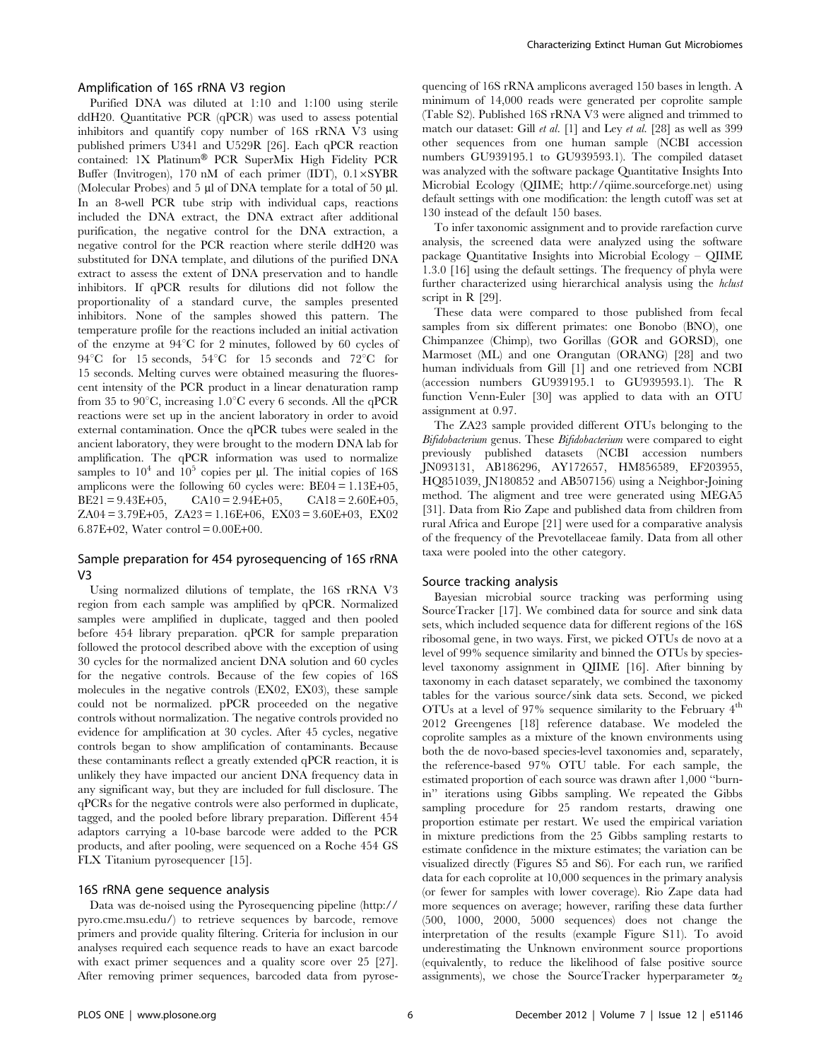## Amplification of 16S rRNA V3 region

Purified DNA was diluted at 1:10 and 1:100 using sterile ddH20. Quantitative PCR (qPCR) was used to assess potential inhibitors and quantify copy number of 16S rRNA V3 using published primers U341 and U529R [26]. Each qPCR reaction contained: 1X Platinum® PCR SuperMix High Fidelity PCR Buffer (Invitrogen), 170 nM of each primer (IDT), 0.1×SYBR (Molecular Probes) and 5 µl of DNA template for a total of 50 µl. In an 8-well PCR tube strip with individual caps, reactions included the DNA extract, the DNA extract after additional purification, the negative control for the DNA extraction, a negative control for the PCR reaction where sterile ddH20 was substituted for DNA template, and dilutions of the purified DNA extract to assess the extent of DNA preservation and to handle inhibitors. If qPCR results for dilutions did not follow the proportionality of a standard curve, the samples presented inhibitors. None of the samples showed this pattern. The temperature profile for the reactions included an initial activation of the enzyme at 94°C for 2 minutes, followed by 60 cycles of 94°C for 15 seconds, 54°C for 15 seconds and 72°C for 15 seconds. Melting curves were obtained measuring the fluorescent intensity of the PCR product in a linear denaturation ramp from 35 to 90°C, increasing 1.0°C every 6 seconds. All the qPCR reactions were set up in the ancient laboratory in order to avoid external contamination. Once the qPCR tubes were sealed in the ancient laboratory, they were brought to the modern DNA lab for amplification. The qPCR information was used to normalize samples to $10^4$ and $10^5$ copies per µl. The initial copies of 16S amplicons were the following 60 cycles were: BE04 = 1.13E+05, BE21 = 9.43E+05, CA10 = 2.94E+05, CA18 = 2.60E+05, ZA04 = 3.79E+05, ZA23 = 1.16E+06, EX03 = 3.60E+03, EX02 6.87E+02, Water control = 0.00E+00.

## Sample preparation for 454 pyrosequencing of 16S rRNA V3

Using normalized dilutions of template, the 16S rRNA V3 region from each sample was amplified by qPCR. Normalized samples were amplified in duplicate, tagged and then pooled before 454 library preparation. qPCR for sample preparation followed the protocol described above with the exception of using 30 cycles for the normalized ancient DNA solution and 60 cycles for the negative controls. Because of the few copies of 16S molecules in the negative controls (EX02, EX03), these sample could not be normalized. pPCR proceeded on the negative controls without normalization. The negative controls provided no evidence for amplification at 30 cycles. After 45 cycles, negative controls began to show amplification of contaminants. Because these contaminants reflect a greatly extended qPCR reaction, it is unlikely they have impacted our ancient DNA frequency data in any significant way, but they are included for full disclosure. The qPCRs for the negative controls were also performed in duplicate, tagged, and the pooled before library preparation. Different 454 adaptors carrying a 10-base barcode were added to the PCR products, and after pooling, were sequenced on a Roche 454 GS FLX Titanium pyrosequencer [15].

## 16S rRNA gene sequence analysis

Data was de-noised using the Pyrosequencing pipeline (http://pyro.cme.msu.edu/) to retrieve sequences by barcode, remove primers and provide quality filtering. Criteria for inclusion in our analyses required each sequence reads to have an exact barcode with exact primer sequences and a quality score over 25 [27]. After removing primer sequences, barcoded data from pyrosequencing of 16S rRNA amplicons averaged 150 bases in length. A minimum of 14,000 reads were generated per coprolite sample (Table S2). Published 16S rRNA V3 were aligned and trimmed to match our dataset: Gill *et al.* [1] and Ley *et al.* [28] as well as 399 other sequences from one human sample (NCBI accession numbers GU939195.1 to GU939593.1). The compiled dataset was analyzed with the software package Quantitative Insights Into Microbial Ecology (QIIME; http://qiime.sourceforge.net) using default settings with one modification: the length cutoff was set at 130 instead of the default 150 bases.

To infer taxonomic assignment and to provide rarefaction curve analysis, the screened data were analyzed using the software package Quantitative Insights into Microbial Ecology – QIIME 1.3.0 [16] using the default settings. The frequency of phyla were further characterized using hierarchical analysis using the *hclust* script in R [29].

These data were compared to those published from fecal samples from six different primates: one Bonobo (BNO), one Chimpanzee (Chimp), two Gorillas (GOR and GORSD), one Marmoset (ML) and one Orangutan (ORANG) [28] and two human individuals from Gill [1] and one retrieved from NCBI (accession numbers GU939195.1 to GU939593.1). The R function Venn-Euler [30] was applied to data with an OTU assignment at 0.97.

The ZA23 sample provided different OTUs belonging to the *Bifidobacterium* genus. These *Bifidobacterium* were compared to eight previously published datasets (NCBI accession numbers JN093131, AB186296, AY172657, HM856589, EF203955, HQ851039, JN180852 and AB507156) using a Neighbor-Joining method. The aligment and tree were generated using MEGA5 [31]. Data from Rio Zape and published data from children from rural Africa and Europe [21] were used for a comparative analysis of the frequency of the Prevotellaceae family. Data from all other taxa were pooled into the other category.

## Source tracking analysis

Bayesian microbial source tracking was performing using SourceTracker [17]. We combined data for source and sink data sets, which included sequence data for different regions of the 16S ribosomal gene, in two ways. First, we picked OTUs de novo at a level of 99% sequence similarity and binned the OTUs by species-level taxonomy assignment in QIIME [16]. After binning by taxonomy in each dataset separately, we combined the taxonomy tables for the various source/sink data sets. Second, we picked OTUs at a level of 97% sequence similarity to the February 4th 2012 Greengenes [18] reference database. We modeled the coprolite samples as a mixture of the known environments using both the de novo-based species-level taxonomies and, separately, the reference-based 97% OTU table. For each sample, the estimated proportion of each source was drawn after 1,000 "burn-in" iterations using Gibbs sampling. We repeated the Gibbs sampling procedure for 25 random restarts, drawing one proportion estimate per restart. We used the empirical variation in mixture predictions from the 25 Gibbs sampling restarts to estimate confidence in the mixture estimates; the variation can be visualized directly (Figures S5 and S6). For each run, we rarified data for each coprolite at 10,000 sequences in the primary analysis (or fewer for samples with lower coverage). Rio Zape data had more sequences on average; however, rarifing these data further (500, 1000, 2000, 5000 sequences) does not change the interpretation of the results (example Figure S11). To avoid underestimating the Unknown environment source proportions (equivalently, to reduce the likelihood of false positive source assignments), we chose the SourceTracker hyperparameter $\alpha_2$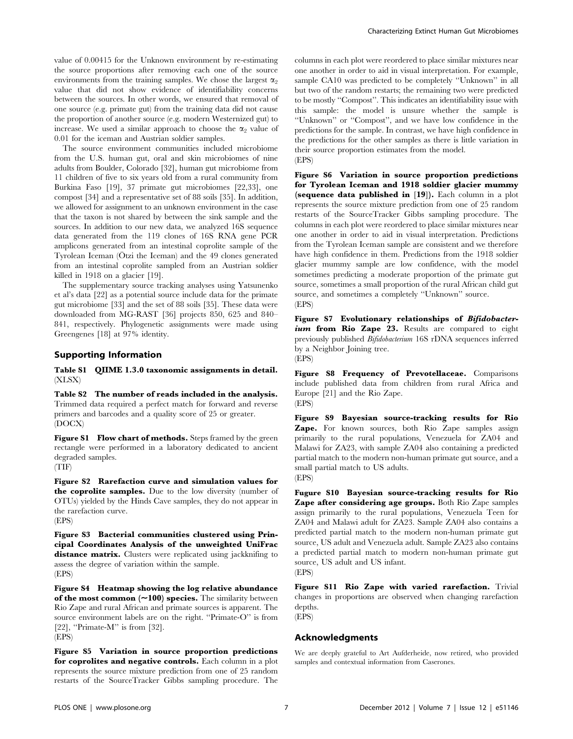value of 0.00415 for the Unknown environment by re-estimating the source proportions after removing each one of the source environments from the training samples. We chose the largest $\alpha_2$ value that did not show evidence of identifiability concerns between the sources. In other words, we ensured that removal of one source (e.g. primate gut) from the training data did not cause the proportion of another source (e.g. modern Westernized gut) to increase. We used a similar approach to choose the $\alpha_2$ value of 0.01 for the iceman and Austrian soldier samples.

The source environment communities included microbiome from the U.S. human gut, oral and skin microbiomes of nine adults from Boulder, Colorado [32], human gut microbiome from 11 children of five to six years old from a rural community from Burkina Faso [19], 37 primate gut microbiomes [22,33], one compost [34] and a representative set of 88 soils [35]. In addition, we allowed for assignment to an unknown environment in the case that the taxon is not shared by between the sink sample and the sources. In addition to our new data, we analyzed 16S sequence data generated from the 119 clones of 16S RNA gene PCR amplicons generated from an intestinal coprolite sample of the Tyrolean Iceman (Ötzi the Iceman) and the 49 clones generated from an intestinal coprolite sampled from an Austrian soldier killed in 1918 on a glacier [19].

The supplementary source tracking analyses using Yatsunenko et al's data [22] as a potential source include data for the primate gut microbiome [33] and the set of 88 soils [35]. These data were downloaded from MG-RAST [36] projects 850, 625 and 840–841, respectively. Phylogenetic assignments were made using Greengenes [18] at 97% identity.

## Supporting Information

**Table S1 QIIME 1.3.0 taxonomic assignments in detail.** (XLSX)

**Table S2 The number of reads included in the analysis.** Trimmed data required a perfect match for forward and reverse primers and barcodes and a quality score of 25 or greater. (DOCX)

**Figure S1 Flow chart of methods.** Steps framed by the green rectangle were performed in a laboratory dedicated to ancient degraded samples. (TIF)

**Figure S2 Rarefaction curve and simulation values for the coprolite samples.** Due to the low diversity (number of OTUs) yielded by the Hinds Cave samples, they do not appear in the rarefaction curve. (EPS)

**Figure S3 Bacterial communities clustered using Principal Coordinates Analysis of the unweighted UniFrac distance matrix.** Clusters were replicated using jackknifing to assess the degree of variation within the sample. (EPS)

**Figure S4 Heatmap showing the log relative abundance of the most common (~100) species.** The similarity between Rio Zape and rural African and primate sources is apparent. The source environment labels are on the right. "Primate-O" is from [22], "Primate-M" is from [32]. (EPS)

**Figure S5 Variation in source proportion predictions for coprolites and negative controls.** Each column in a plot represents the source mixture prediction from one of 25 random restarts of the SourceTracker Gibbs sampling procedure. The columns in each plot were reordered to place similar mixtures near one another in order to aid in visual interpretation. For example, sample CA10 was predicted to be completely "Unknown" in all but two of the random restarts; the remaining two were predicted to be mostly "Compost". This indicates an identifiability issue with this sample: the model is unsure whether the sample is "Unknown" or "Compost", and we have low confidence in the predictions for the sample. In contrast, we have high confidence in the predictions for the other samples as there is little variation in their source proportion estimates from the model. (EPS)

**Figure S6 Variation in source proportion predictions for Tyrolean Iceman and 1918 soldier glacier mummy (sequence data published in [19]).** Each column in a plot represents the source mixture prediction from one of 25 random restarts of the SourceTracker Gibbs sampling procedure. The columns in each plot were reordered to place similar mixtures near one another in order to aid in visual interpretation. Predictions from the Tyrolean Iceman sample are consistent and we therefore have high confidence in them. Predictions from the 1918 soldier glacier mummy sample are low confidence, with the model sometimes predicting a moderate proportion of the primate gut source, sometimes a small proportion of the rural African child gut source, and sometimes a completely "Unknown" source. (EPS)

**Figure S7 Evolutionary relationships of *Bifidobacterium* from Rio Zape 23.** Results are compared to eight previously published *Bifidobacterium* 16S rDNA sequences inferred by a Neighbor Joining tree. (EPS)

**Figure S8 Frequency of Prevotellaceae.** Comparisons include published data from children from rural Africa and Europe [21] and the Rio Zape. (EPS)

**Figure S9 Bayesian source-tracking results for Rio Zape.** For known sources, both Rio Zape samples assign primarily to the rural populations, Venezuela for ZA04 and Malawi for ZA23, with sample ZA04 also containing a predicted partial match to the modern non-human primate gut source, and a small partial match to US adults. (EPS)

**Fugure S10 Bayesian source-tracking results for Rio Zape after considering age groups.** Both Rio Zape samples assign primarily to the rural populations, Venezuela Teen for ZA04 and Malawi adult for ZA23. Sample ZA04 also contains a predicted partial match to the modern non-human primate gut source, US adult and Venezuela adult. Sample ZA23 also contains a predicted partial match to modern non-human primate gut source, US adult and US infant. (EPS)

**Figure S11 Rio Zape with varied rarefaction.** Trivial changes in proportions are observed when changing rarefaction depths. (EPS)

## Acknowledgments

We are deeply grateful to Art Aufderheide, now retired, who provided samples and contextual information from Caserones.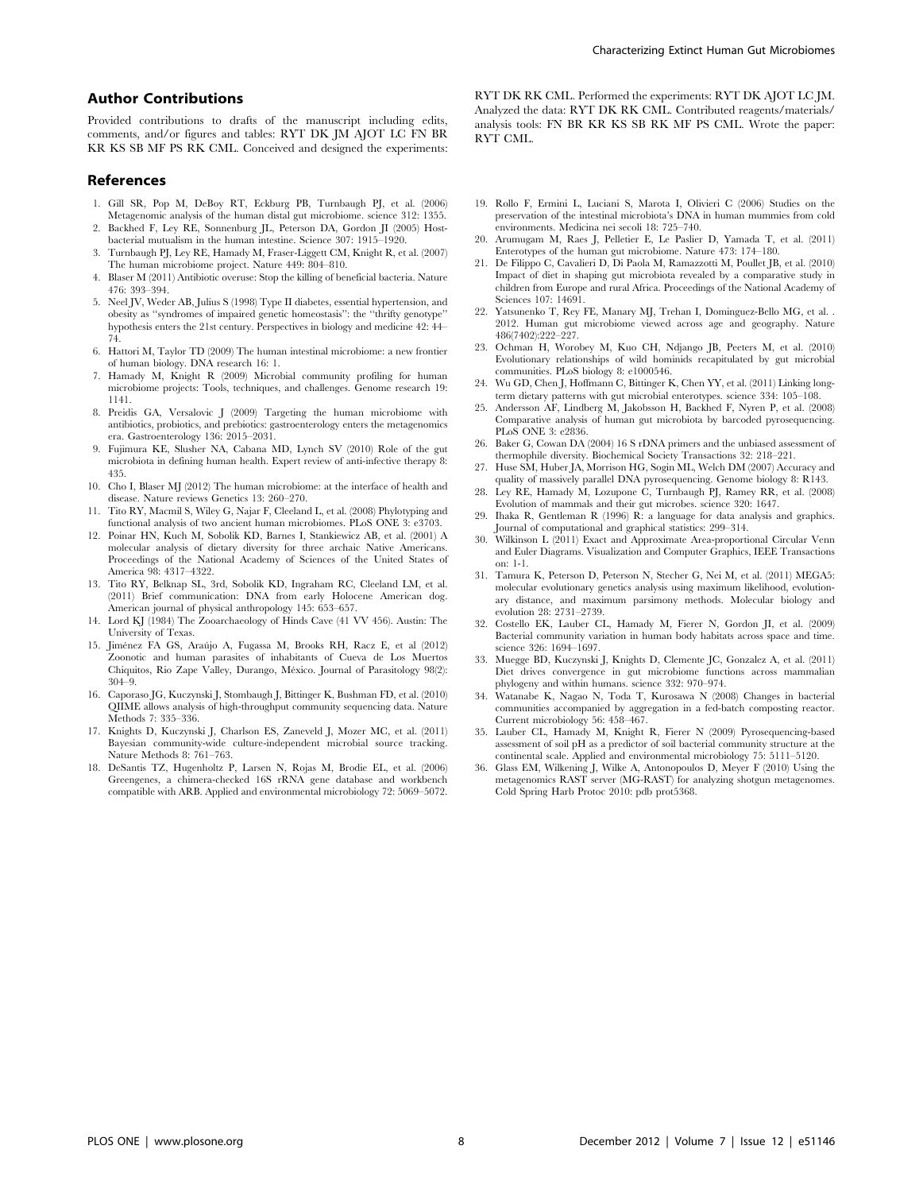## Author Contributions

Provided contributions to drafts of the manuscript including edits, comments, and/or figures and tables: RYT DK JM AJOT LC FN BR KR KS SB MF PS RK CML. Conceived and designed the experiments: RYT DK RK CML. Performed the experiments: RYT DK AJOT LC JM. Analyzed the data: RYT DK RK CML. Contributed reagents/materials/analysis tools: FN BR KR KS SB RK MF PS CML. Wrote the paper: RYT CML.

## References

1. Gill SR, Pop M, DeBoy RT, Eckburg PB, Turnbaugh PJ, et al. (2006) Metagenomic analysis of the human distal gut microbiome. science 312: 1355.
2. Backhed F, Ley RE, Sonnenburg JL, Peterson DA, Gordon JI (2005) Host-bacterial mutualism in the human intestine. Science 307: 1915–1920.
3. Turnbaugh PJ, Ley RE, Hamady M, Fraser-Liggett CM, Knight R, et al. (2007) The human microbiome project. Nature 449: 804–810.
4. Blaser M (2011) Antibiotic overuse: Stop the killing of beneficial bacteria. Nature 476: 393–394.
5. Neel JV, Weder AB, Julius S (1998) Type II diabetes, essential hypertension, and obesity as ''syndromes of impaired genetic homeostasis'': the ''thrifty genotype'' hypothesis enters the 21st century. Perspectives in biology and medicine 42: 44–74.
6. Hattori M, Taylor TD (2009) The human intestinal microbiome: a new frontier of human biology. DNA research 16: 1.
7. Hamady M, Knight R (2009) Microbial community profiling for human microbiome projects: Tools, techniques, and challenges. Genome research 19: 1141.
8. Preidis GA, Versalovic J (2009) Targeting the human microbiome with antibiotics, probiotics, and prebiotics: gastroenterology enters the metagenomics era. Gastroenterology 136: 2015–2031.
9. Fujimura KE, Slusher NA, Cabana MD, Lynch SV (2010) Role of the gut microbiota in defining human health. Expert review of anti-infective therapy 8: 435.
10. Cho I, Blaser MJ (2012) The human microbiome: at the interface of health and disease. Nature reviews Genetics 13: 260–270.
11. Tito RY, Macmil S, Wiley G, Najar F, Cleeland L, et al. (2008) Phylotyping and functional analysis of two ancient human microbiomes. PLoS ONE 3: e3703.
12. Poinar HN, Kuch M, Sobolik KD, Barnes I, Stankiewicz AB, et al. (2001) A molecular analysis of dietary diversity for three archaic Native Americans. Proceedings of the National Academy of Sciences of the United States of America 98: 4317–4322.
13. Tito RY, Belknap SL, 3rd, Sobolik KD, Ingraham RC, Cleeland LM, et al. (2011) Brief communication: DNA from early Holocene American dog. American journal of physical anthropology 145: 653–657.
14. Lord KJ (1984) The Zooarchaeology of Hinds Cave (41 VV 456). Austin: The University of Texas.
15. Jiménez FA GS, Araújo A, Fugassa M, Brooks RH, Racz E, et al (2012) Zoonotic and human parasites of inhabitants of Cueva de Los Muertos Chiquitos, Rio Zape Valley, Durango, México. Journal of Parasitology 98(2): 304–9.
16. Caporaso JG, Kuczynski J, Stombaugh J, Bittinger K, Bushman FD, et al. (2010) QIIME allows analysis of high-throughput community sequencing data. Nature Methods 7: 335–336.
17. Knights D, Kuczynski J, Charlson ES, Zaneveld J, Mozer MC, et al. (2011) Bayesian community-wide culture-independent microbial source tracking. Nature Methods 8: 761–763.
18. DeSantis TZ, Hugenholtz P, Larsen N, Rojas M, Brodie EL, et al. (2006) Greengenes, a chimera-checked 16S rRNA gene database and workbench compatible with ARB. Applied and environmental microbiology 72: 5069–5072.
19. Rollo F, Ermini L, Luciani S, Marota I, Olivieri C (2006) Studies on the preservation of the intestinal microbiota's DNA in human mummies from cold environments. Medicina nei secoli 18: 725–740.
20. Arumugam M, Raes J, Pelletier E, Le Paslier D, Yamada T, et al. (2011) Enterotypes of the human gut microbiome. Nature 473: 174–180.
21. De Filippo C, Cavalieri D, Di Paola M, Ramazzotti M, Poullet JB, et al. (2010) Impact of diet in shaping gut microbiota revealed by a comparative study in children from Europe and rural Africa. Proceedings of the National Academy of Sciences 107: 14691.
22. Yatsunenko T, Rey FE, Manary MJ, Trehan I, Dominguez-Bello MG, et al. . 2012. Human gut microbiome viewed across age and geography. Nature 486(7402):222–227.
23. Ochman H, Worobey M, Kuo CH, Ndjango JB, Peeters M, et al. (2010) Evolutionary relationships of wild hominids recapitulated by gut microbial communities. PLoS biology 8: e1000546.
24. Wu GD, Chen J, Hoffmann C, Bittinger K, Chen YY, et al. (2011) Linking long-term dietary patterns with gut microbial enterotypes. science 334: 105–108.
25. Andersson AF, Lindberg M, Jakobsson H, Backhed F, Nyren P, et al. (2008) Comparative analysis of human gut microbiota by barcoded pyrosequencing. PLoS ONE 3: e2836.
26. Baker G, Cowan DA (2004) 16 S rDNA primers and the unbiased assessment of thermophile diversity. Biochemical Society Transactions 32: 218–221.
27. Huse SM, Huber JA, Morrison HG, Sogin ML, Welch DM (2007) Accuracy and quality of massively parallel DNA pyrosequencing. Genome biology 8: R143.
28. Ley RE, Hamady M, Lozupone C, Turnbaugh PJ, Ramey RR, et al. (2008) Evolution of mammals and their gut microbes. science 320: 1647.
29. Ihaka R, Gentleman R (1996) R: a language for data analysis and graphics. Journal of computational and graphical statistics: 299–314.
30. Wilkinson L (2011) Exact and Approximate Area-proportional Circular Venn and Euler Diagrams. Visualization and Computer Graphics, IEEE Transactions on: 1-1.
31. Tamura K, Peterson D, Peterson N, Stecher G, Nei M, et al. (2011) MEGA5: molecular evolutionary genetics analysis using maximum likelihood, evolutionary distance, and maximum parsimony methods. Molecular biology and evolution 28: 2731–2739.
32. Costello EK, Lauber CL, Hamady M, Fierer N, Gordon JI, et al. (2009) Bacterial community variation in human body habitats across space and time. science 326: 1694–1697.
33. Muegge BD, Kuczynski J, Knights D, Clemente JC, Gonzalez A, et al. (2011) Diet drives convergence in gut microbiome functions across mammalian phylogeny and within humans. science 332: 970–974.
34. Watanabe K, Nagao N, Toda T, Kurosawa N (2008) Changes in bacterial communities accompanied by aggregation in a fed-batch composting reactor. Current microbiology 56: 458–467.
35. Lauber CL, Hamady M, Knight R, Fierer N (2009) Pyrosequencing-based assessment of soil pH as a predictor of soil bacterial community structure at the continental scale. Applied and environmental microbiology 75: 5111–5120.
36. Glass EM, Wilkening J, Wilke A, Antonopoulos D, Meyer F (2010) Using the metagenomics RAST server (MG-RAST) for analyzing shotgun metagenomes. Cold Spring Harb Protoc 2010: pdb prot5368.